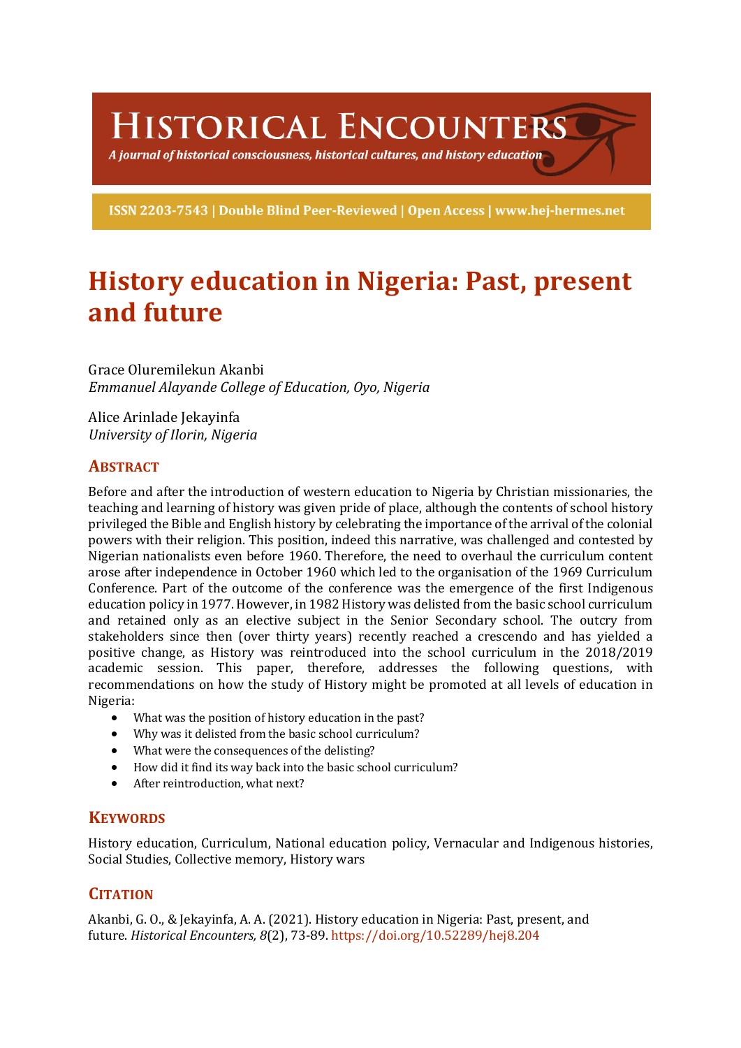# HISTORICAL ENCOUNTERS

*A journal of historical consciousness, historical cultures, and history education*

**ISSN 2203-7543 | Double Blind Peer-Reviewed | Open Access | www.hej-hermes.net**

# History education in Nigeria: Past, present and future

Grace Oluremilekun Akanbi
*Emmanuel Alayande College of Education, Oyo, Nigeria*

Alice Arinlade Jekayinfa
*University of Ilorin, Nigeria*

## ABSTRACT

Before and after the introduction of western education to Nigeria by Christian missionaries, the teaching and learning of history was given pride of place, although the contents of school history privileged the Bible and English history by celebrating the importance of the arrival of the colonial powers with their religion. This position, indeed this narrative, was challenged and contested by Nigerian nationalists even before 1960. Therefore, the need to overhaul the curriculum content arose after independence in October 1960 which led to the organisation of the 1969 Curriculum Conference. Part of the outcome of the conference was the emergence of the first Indigenous education policy in 1977. However, in 1982 History was delisted from the basic school curriculum and retained only as an elective subject in the Senior Secondary school. The outcry from stakeholders since then (over thirty years) recently reached a crescendo and has yielded a positive change, as History was reintroduced into the school curriculum in the 2018/2019 academic session. This paper, therefore, addresses the following questions, with recommendations on how the study of History might be promoted at all levels of education in Nigeria:

- What was the position of history education in the past?
- Why was it delisted from the basic school curriculum?
- What were the consequences of the delisting?
- How did it find its way back into the basic school curriculum?
- After reintroduction, what next?

## KEYWORDS

History education, Curriculum, National education policy, Vernacular and Indigenous histories, Social Studies, Collective memory, History wars

## CITATION

Akanbi, G. O., & Jekayinfa, A. A. (2021). History education in Nigeria: Past, present, and future. *Historical Encounters, 8*(2), 73-89. https://doi.org/10.52289/hej8.204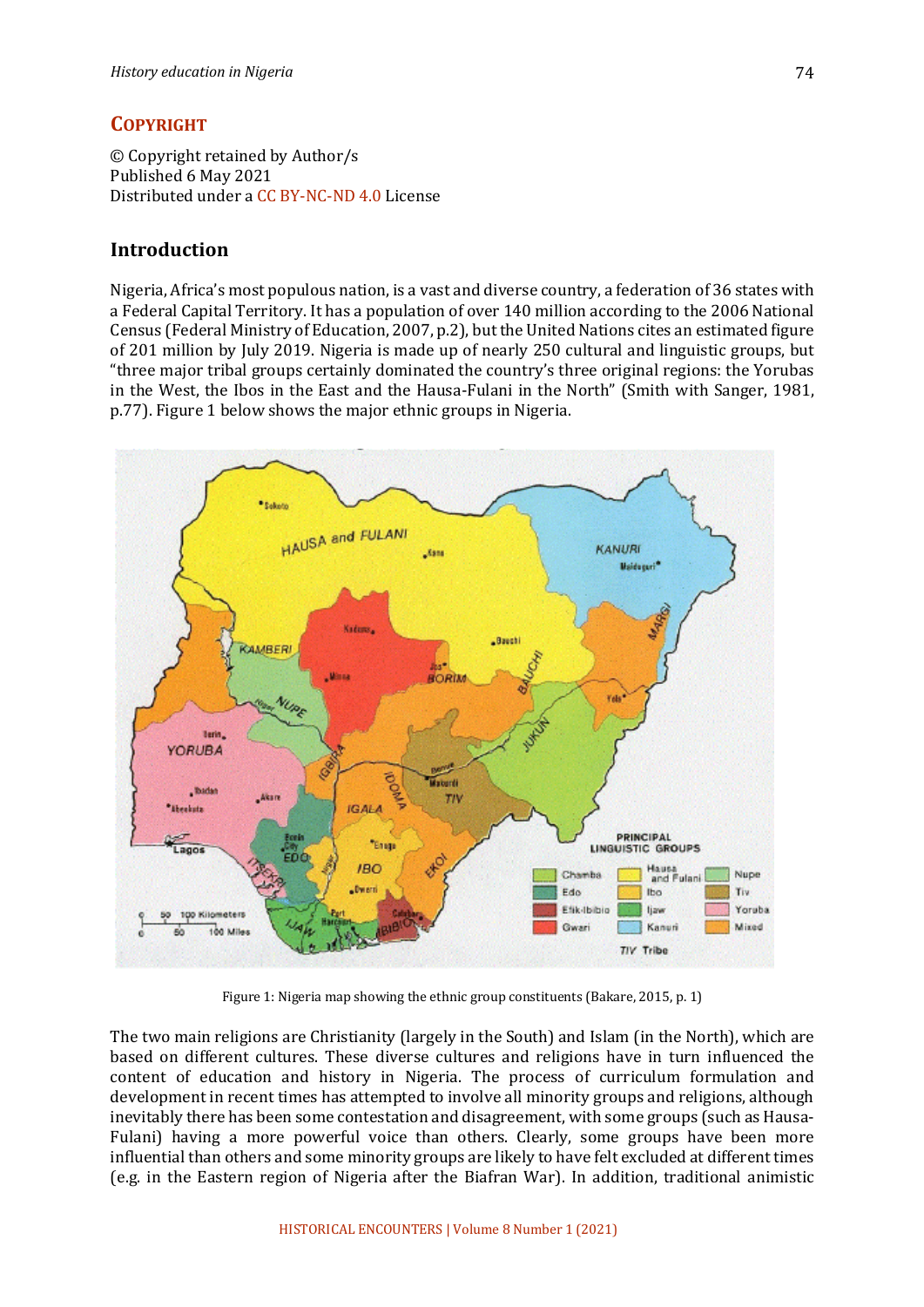## Copyright

© Copyright retained by Author/s
Published 6 May 2021
Distributed under a CC BY-NC-ND 4.0 License

## Introduction

Nigeria, Africa's most populous nation, is a vast and diverse country, a federation of 36 states with a Federal Capital Territory. It has a population of over 140 million according to the 2006 National Census (Federal Ministry of Education, 2007, p.2), but the United Nations cites an estimated figure of 201 million by July 2019. Nigeria is made up of nearly 250 cultural and linguistic groups, but "three major tribal groups certainly dominated the country's three original regions: the Yorubas in the West, the Ibos in the East and the Hausa-Fulani in the North" (Smith with Sanger, 1981, p.77). Figure 1 below shows the major ethnic groups in Nigeria.

Figure 1: Nigeria map showing the ethnic group constituents (Bakare, 2015, p. 1)

The two main religions are Christianity (largely in the South) and Islam (in the North), which are based on different cultures. These diverse cultures and religions have in turn influenced the content of education and history in Nigeria. The process of curriculum formulation and development in recent times has attempted to involve all minority groups and religions, although inevitably there has been some contestation and disagreement, with some groups (such as Hausa-Fulani) having a more powerful voice than others. Clearly, some groups have been more influential than others and some minority groups are likely to have felt excluded at different times (e.g. in the Eastern region of Nigeria after the Biafran War). In addition, traditional animistic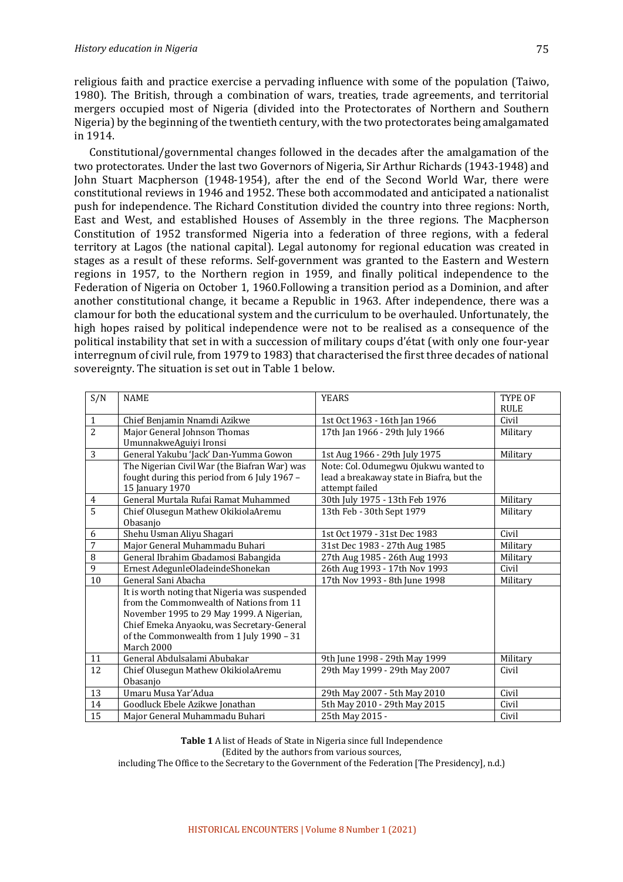religious faith and practice exercise a pervading influence with some of the population (Taiwo, 1980). The British, through a combination of wars, treaties, trade agreements, and territorial mergers occupied most of Nigeria (divided into the Protectorates of Northern and Southern Nigeria) by the beginning of the twentieth century, with the two protectorates being amalgamated in 1914.

Constitutional/governmental changes followed in the decades after the amalgamation of the two protectorates. Under the last two Governors of Nigeria, Sir Arthur Richards (1943-1948) and John Stuart Macpherson (1948-1954), after the end of the Second World War, there were constitutional reviews in 1946 and 1952. These both accommodated and anticipated a nationalist push for independence. The Richard Constitution divided the country into three regions: North, East and West, and established Houses of Assembly in the three regions. The Macpherson Constitution of 1952 transformed Nigeria into a federation of three regions, with a federal territory at Lagos (the national capital). Legal autonomy for regional education was created in stages as a result of these reforms. Self-government was granted to the Eastern and Western regions in 1957, to the Northern region in 1959, and finally political independence to the Federation of Nigeria on October 1, 1960.Following a transition period as a Dominion, and after another constitutional change, it became a Republic in 1963. After independence, there was a clamour for both the educational system and the curriculum to be overhauled. Unfortunately, the high hopes raised by political independence were not to be realised as a consequence of the political instability that set in with a succession of military coups d'état (with only one four-year interregnum of civil rule, from 1979 to 1983) that characterised the first three decades of national sovereignty. The situation is set out in Table 1 below.

| S/N | NAME | YEARS | TYPE OF RULE |
|---|---|---|---|
| 1 | Chief Benjamin Nnamdi Azikwe | 1st Oct 1963 - 16th Jan 1966 | Civil |
| 2 | Major General Johnson Thomas UmunnakweAguiyi Ironsi | 17th Jan 1966 - 29th July 1966 | Military |
| 3 | General Yakubu 'Jack' Dan-Yumma Gowon | 1st Aug 1966 - 29th July 1975 | Military |
| | The Nigerian Civil War (the Biafran War) was fought during this period from 6 July 1967 – 15 January 1970 | Note: Col. Odumegwu Ojukwu wanted to lead a breakaway state in Biafra, but the attempt failed | |
| 4 | General Murtala Rufai Ramat Muhammed | 30th July 1975 - 13th Feb 1976 | Military |
| 5 | Chief Olusegun Mathew OkikiolaAremu Obasanjo | 13th Feb - 30th Sept 1979 | Military |
| 6 | Shehu Usman Aliyu Shagari | 1st Oct 1979 - 31st Dec 1983 | Civil |
| 7 | Major General Muhammadu Buhari | 31st Dec 1983 - 27th Aug 1985 | Military |
| 8 | General Ibrahim Gbadamosi Babangida | 27th Aug 1985 - 26th Aug 1993 | Military |
| 9 | Ernest AdegunleOladeindeShonekan | 26th Aug 1993 - 17th Nov 1993 | Civil |
| 10 | General Sani Abacha | 17th Nov 1993 - 8th June 1998 | Military |
| | It is worth noting that Nigeria was suspended from the Commonwealth of Nations from 11 November 1995 to 29 May 1999. A Nigerian, Chief Emeka Anyaoku, was Secretary-General of the Commonwealth from 1 July 1990 – 31 March 2000 | | |
| 11 | General Abdulsalami Abubakar | 9th June 1998 - 29th May 1999 | Military |
| 12 | Chief Olusegun Mathew OkikiolaAremu Obasanjo | 29th May 1999 - 29th May 2007 | Civil |
| 13 | Umaru Musa Yar'Adua | 29th May 2007 - 5th May 2010 | Civil |
| 14 | Goodluck Ebele Azikwe Jonathan | 5th May 2010 - 29th May 2015 | Civil |
| 15 | Major General Muhammadu Buhari | 25th May 2015 - | Civil |

**Table 1** A list of Heads of State in Nigeria since full Independence
(Edited by the authors from various sources,
including The Office to the Secretary to the Government of the Federation [The Presidency], n.d.)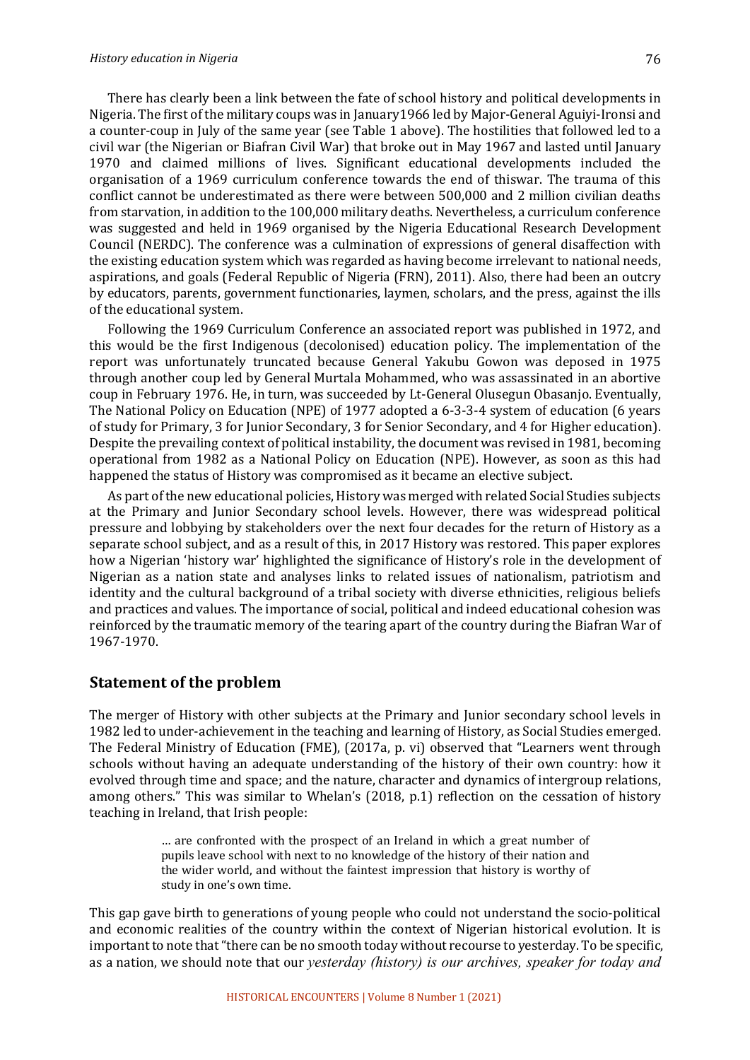There has clearly been a link between the fate of school history and political developments in Nigeria. The first of the military coups was in January1966 led by Major-General Aguiyi-Ironsi and a counter-coup in July of the same year (see Table 1 above). The hostilities that followed led to a civil war (the Nigerian or Biafran Civil War) that broke out in May 1967 and lasted until January 1970 and claimed millions of lives. Significant educational developments included the organisation of a 1969 curriculum conference towards the end of thiswar. The trauma of this conflict cannot be underestimated as there were between 500,000 and 2 million civilian deaths from starvation, in addition to the 100,000 military deaths. Nevertheless, a curriculum conference was suggested and held in 1969 organised by the Nigeria Educational Research Development Council (NERDC). The conference was a culmination of expressions of general disaffection with the existing education system which was regarded as having become irrelevant to national needs, aspirations, and goals (Federal Republic of Nigeria (FRN), 2011). Also, there had been an outcry by educators, parents, government functionaries, laymen, scholars, and the press, against the ills of the educational system.

Following the 1969 Curriculum Conference an associated report was published in 1972, and this would be the first Indigenous (decolonised) education policy. The implementation of the report was unfortunately truncated because General Yakubu Gowon was deposed in 1975 through another coup led by General Murtala Mohammed, who was assassinated in an abortive coup in February 1976. He, in turn, was succeeded by Lt-General Olusegun Obasanjo. Eventually, The National Policy on Education (NPE) of 1977 adopted a 6-3-3-4 system of education (6 years of study for Primary, 3 for Junior Secondary, 3 for Senior Secondary, and 4 for Higher education). Despite the prevailing context of political instability, the document was revised in 1981, becoming operational from 1982 as a National Policy on Education (NPE). However, as soon as this had happened the status of History was compromised as it became an elective subject.

As part of the new educational policies, History was merged with related Social Studies subjects at the Primary and Junior Secondary school levels. However, there was widespread political pressure and lobbying by stakeholders over the next four decades for the return of History as a separate school subject, and as a result of this, in 2017 History was restored. This paper explores how a Nigerian 'history war' highlighted the significance of History's role in the development of Nigerian as a nation state and analyses links to related issues of nationalism, patriotism and identity and the cultural background of a tribal society with diverse ethnicities, religious beliefs and practices and values. The importance of social, political and indeed educational cohesion was reinforced by the traumatic memory of the tearing apart of the country during the Biafran War of 1967-1970.

## Statement of the problem

The merger of History with other subjects at the Primary and Junior secondary school levels in 1982 led to under-achievement in the teaching and learning of History, as Social Studies emerged. The Federal Ministry of Education (FME), (2017a, p. vi) observed that "Learners went through schools without having an adequate understanding of the history of their own country: how it evolved through time and space; and the nature, character and dynamics of intergroup relations, among others." This was similar to Whelan's (2018, p.1) reflection on the cessation of history teaching in Ireland, that Irish people:

> … are confronted with the prospect of an Ireland in which a great number of pupils leave school with next to no knowledge of the history of their nation and the wider world, and without the faintest impression that history is worthy of study in one's own time.

This gap gave birth to generations of young people who could not understand the socio-political and economic realities of the country within the context of Nigerian historical evolution. It is important to note that "there can be no smooth today without recourse to yesterday. To be specific, as a nation, we should note that our *yesterday (history) is our archives, speaker for today and*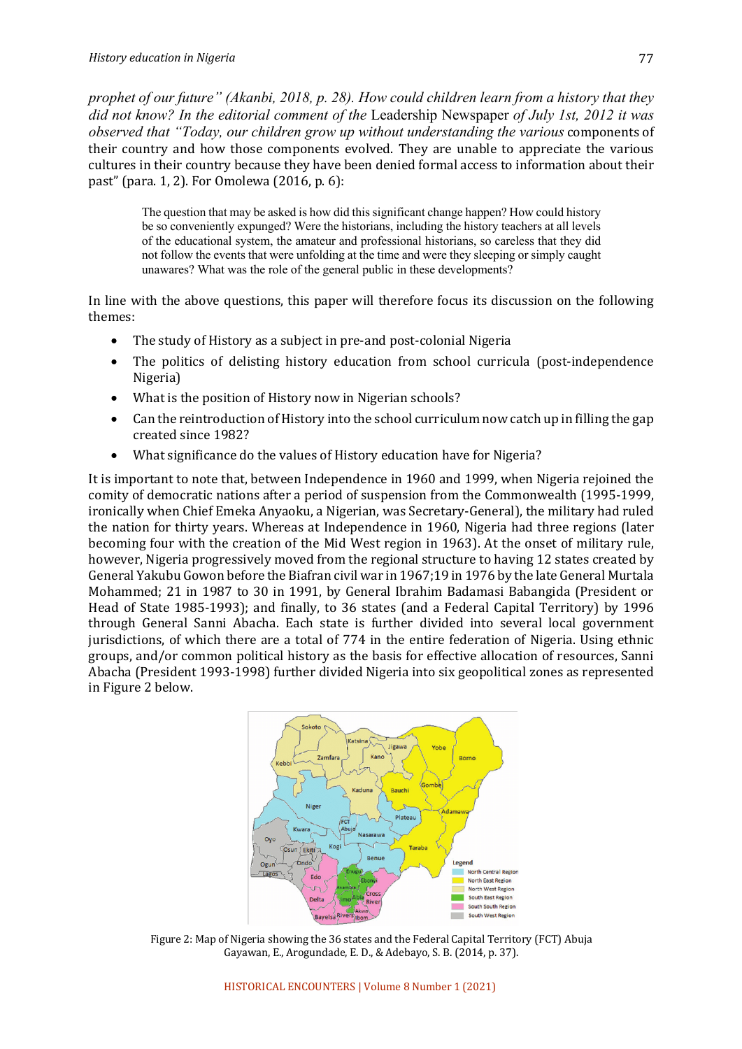*prophet of our future" (Akanbi, 2018, p. 28). How could children learn from a history that they did not know? In the editorial comment of the* Leadership Newspaper *of July 1st, 2012 it was observed that "Today, our children grow up without understanding the various* components of their country and how those components evolved. They are unable to appreciate the various cultures in their country because they have been denied formal access to information about their past" (para. 1, 2). For Omolewa (2016, p. 6):

> The question that may be asked is how did this significant change happen? How could history be so conveniently expunged? Were the historians, including the history teachers at all levels of the educational system, the amateur and professional historians, so careless that they did not follow the events that were unfolding at the time and were they sleeping or simply caught unawares? What was the role of the general public in these developments?

In line with the above questions, this paper will therefore focus its discussion on the following themes:

- The study of History as a subject in pre-and post-colonial Nigeria
- The politics of delisting history education from school curricula (post-independence Nigeria)
- What is the position of History now in Nigerian schools?
- Can the reintroduction of History into the school curriculum now catch up in filling the gap created since 1982?
- What significance do the values of History education have for Nigeria?

It is important to note that, between Independence in 1960 and 1999, when Nigeria rejoined the comity of democratic nations after a period of suspension from the Commonwealth (1995-1999, ironically when Chief Emeka Anyaoku, a Nigerian, was Secretary-General), the military had ruled the nation for thirty years. Whereas at Independence in 1960, Nigeria had three regions (later becoming four with the creation of the Mid West region in 1963). At the onset of military rule, however, Nigeria progressively moved from the regional structure to having 12 states created by General Yakubu Gowon before the Biafran civil war in 1967;19 in 1976 by the late General Murtala Mohammed; 21 in 1987 to 30 in 1991, by General Ibrahim Badamasi Babangida (President or Head of State 1985-1993); and finally, to 36 states (and a Federal Capital Territory) by 1996 through General Sanni Abacha. Each state is further divided into several local government jurisdictions, of which there are a total of 774 in the entire federation of Nigeria. Using ethnic groups, and/or common political history as the basis for effective allocation of resources, Sanni Abacha (President 1993-1998) further divided Nigeria into six geopolitical zones as represented in Figure 2 below.

Figure 2: Map of Nigeria showing the 36 states and the Federal Capital Territory (FCT) Abuja
Gayawan, E., Arogundade, E. D., & Adebayo, S. B. (2014, p. 37).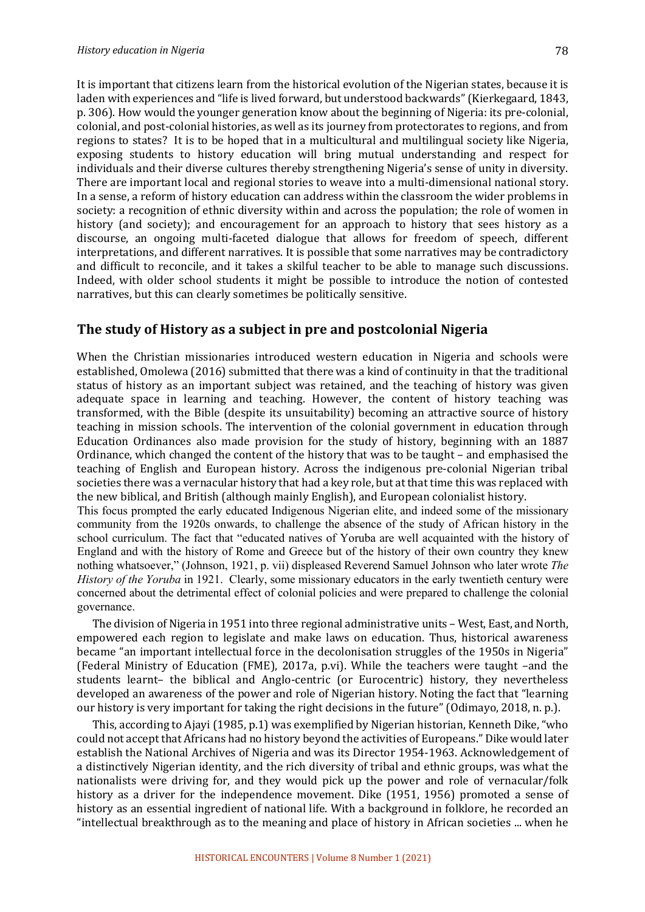It is important that citizens learn from the historical evolution of the Nigerian states, because it is laden with experiences and "life is lived forward, but understood backwards" (Kierkegaard, 1843, p. 306). How would the younger generation know about the beginning of Nigeria: its pre-colonial, colonial, and post-colonial histories, as well as its journey from protectorates to regions, and from regions to states? It is to be hoped that in a multicultural and multilingual society like Nigeria, exposing students to history education will bring mutual understanding and respect for individuals and their diverse cultures thereby strengthening Nigeria's sense of unity in diversity. There are important local and regional stories to weave into a multi-dimensional national story. In a sense, a reform of history education can address within the classroom the wider problems in society: a recognition of ethnic diversity within and across the population; the role of women in history (and society); and encouragement for an approach to history that sees history as a discourse, an ongoing multi-faceted dialogue that allows for freedom of speech, different interpretations, and different narratives. It is possible that some narratives may be contradictory and difficult to reconcile, and it takes a skilful teacher to be able to manage such discussions. Indeed, with older school students it might be possible to introduce the notion of contested narratives, but this can clearly sometimes be politically sensitive.

## The study of History as a subject in pre and postcolonial Nigeria

When the Christian missionaries introduced western education in Nigeria and schools were established, Omolewa (2016) submitted that there was a kind of continuity in that the traditional status of history as an important subject was retained, and the teaching of history was given adequate space in learning and teaching. However, the content of history teaching was transformed, with the Bible (despite its unsuitability) becoming an attractive source of history teaching in mission schools. The intervention of the colonial government in education through Education Ordinances also made provision for the study of history, beginning with an 1887 Ordinance, which changed the content of the history that was to be taught – and emphasised the teaching of English and European history. Across the indigenous pre-colonial Nigerian tribal societies there was a vernacular history that had a key role, but at that time this was replaced with the new biblical, and British (although mainly English), and European colonialist history.

This focus prompted the early educated Indigenous Nigerian elite, and indeed some of the missionary community from the 1920s onwards, to challenge the absence of the study of African history in the school curriculum. The fact that "educated natives of Yoruba are well acquainted with the history of England and with the history of Rome and Greece but of the history of their own country they knew nothing whatsoever," (Johnson, 1921, p. vii) displeased Reverend Samuel Johnson who later wrote *The History of the Yoruba* in 1921. Clearly, some missionary educators in the early twentieth century were concerned about the detrimental effect of colonial policies and were prepared to challenge the colonial governance.

The division of Nigeria in 1951 into three regional administrative units – West, East, and North, empowered each region to legislate and make laws on education. Thus, historical awareness became "an important intellectual force in the decolonisation struggles of the 1950s in Nigeria" (Federal Ministry of Education (FME), 2017a, p.vi). While the teachers were taught –and the students learnt– the biblical and Anglo-centric (or Eurocentric) history, they nevertheless developed an awareness of the power and role of Nigerian history. Noting the fact that "learning our history is very important for taking the right decisions in the future" (Odimayo, 2018, n. p.).

This, according to Ajayi (1985, p.1) was exemplified by Nigerian historian, Kenneth Dike, "who could not accept that Africans had no history beyond the activities of Europeans." Dike would later establish the National Archives of Nigeria and was its Director 1954-1963. Acknowledgement of a distinctively Nigerian identity, and the rich diversity of tribal and ethnic groups, was what the nationalists were driving for, and they would pick up the power and role of vernacular/folk history as a driver for the independence movement. Dike (1951, 1956) promoted a sense of history as an essential ingredient of national life. With a background in folklore, he recorded an "intellectual breakthrough as to the meaning and place of history in African societies ... when he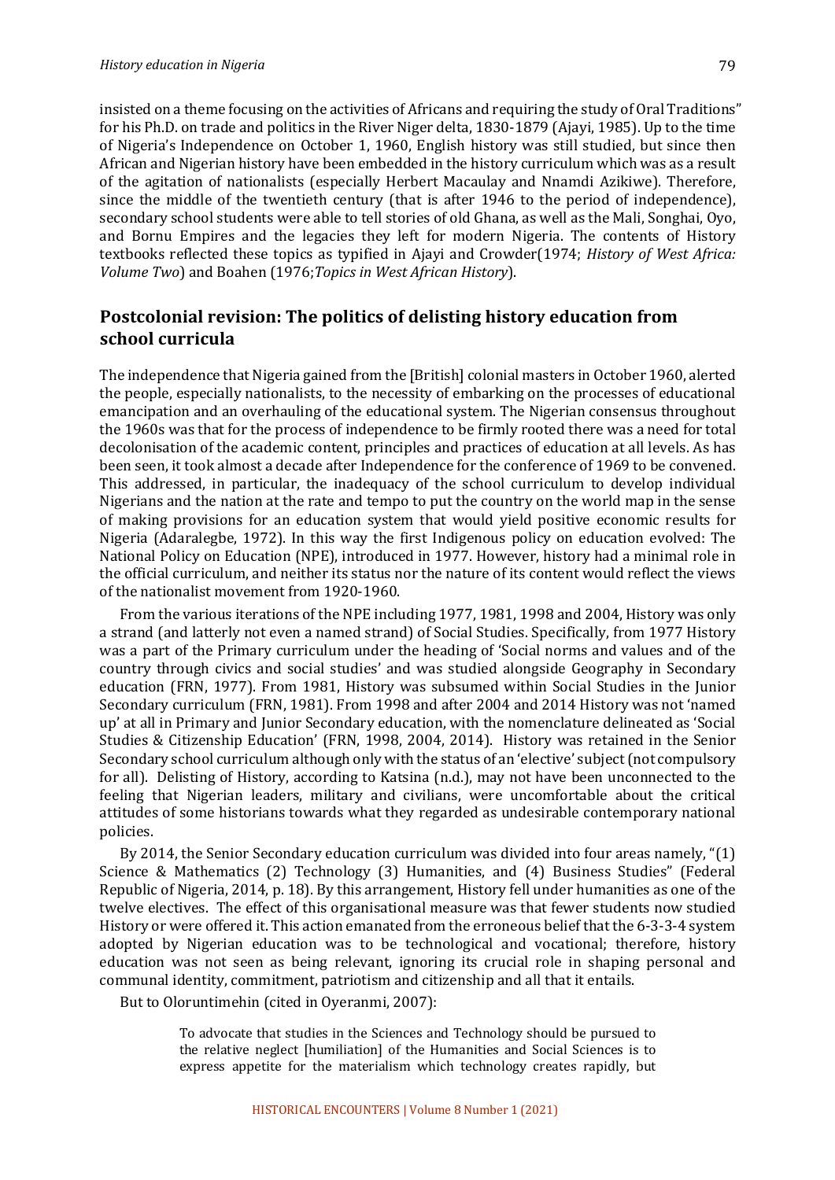insisted on a theme focusing on the activities of Africans and requiring the study of Oral Traditions" for his Ph.D. on trade and politics in the River Niger delta, 1830-1879 (Ajayi, 1985). Up to the time of Nigeria's Independence on October 1, 1960, English history was still studied, but since then African and Nigerian history have been embedded in the history curriculum which was as a result of the agitation of nationalists (especially Herbert Macaulay and Nnamdi Azikiwe). Therefore, since the middle of the twentieth century (that is after 1946 to the period of independence), secondary school students were able to tell stories of old Ghana, as well as the Mali, Songhai, Oyo, and Bornu Empires and the legacies they left for modern Nigeria. The contents of History textbooks reflected these topics as typified in Ajayi and Crowder(1974; *History of West Africa: Volume Two*) and Boahen (1976;*Topics in West African History*).

## Postcolonial revision: The politics of delisting history education from school curricula

The independence that Nigeria gained from the [British] colonial masters in October 1960, alerted the people, especially nationalists, to the necessity of embarking on the processes of educational emancipation and an overhauling of the educational system. The Nigerian consensus throughout the 1960s was that for the process of independence to be firmly rooted there was a need for total decolonisation of the academic content, principles and practices of education at all levels. As has been seen, it took almost a decade after Independence for the conference of 1969 to be convened. This addressed, in particular, the inadequacy of the school curriculum to develop individual Nigerians and the nation at the rate and tempo to put the country on the world map in the sense of making provisions for an education system that would yield positive economic results for Nigeria (Adaralegbe, 1972). In this way the first Indigenous policy on education evolved: The National Policy on Education (NPE), introduced in 1977. However, history had a minimal role in the official curriculum, and neither its status nor the nature of its content would reflect the views of the nationalist movement from 1920-1960.

From the various iterations of the NPE including 1977, 1981, 1998 and 2004, History was only a strand (and latterly not even a named strand) of Social Studies. Specifically, from 1977 History was a part of the Primary curriculum under the heading of 'Social norms and values and of the country through civics and social studies' and was studied alongside Geography in Secondary education (FRN, 1977). From 1981, History was subsumed within Social Studies in the Junior Secondary curriculum (FRN, 1981). From 1998 and after 2004 and 2014 History was not 'named up' at all in Primary and Junior Secondary education, with the nomenclature delineated as 'Social Studies & Citizenship Education' (FRN, 1998, 2004, 2014). History was retained in the Senior Secondary school curriculum although only with the status of an 'elective' subject (not compulsory for all). Delisting of History, according to Katsina (n.d.), may not have been unconnected to the feeling that Nigerian leaders, military and civilians, were uncomfortable about the critical attitudes of some historians towards what they regarded as undesirable contemporary national policies.

By 2014, the Senior Secondary education curriculum was divided into four areas namely, "(1) Science & Mathematics (2) Technology (3) Humanities, and (4) Business Studies" (Federal Republic of Nigeria, 2014, p. 18). By this arrangement, History fell under humanities as one of the twelve electives. The effect of this organisational measure was that fewer students now studied History or were offered it. This action emanated from the erroneous belief that the 6-3-3-4 system adopted by Nigerian education was to be technological and vocational; therefore, history education was not seen as being relevant, ignoring its crucial role in shaping personal and communal identity, commitment, patriotism and citizenship and all that it entails.

But to Oloruntimehin (cited in Oyeranmi, 2007):

> To advocate that studies in the Sciences and Technology should be pursued to the relative neglect [humiliation] of the Humanities and Social Sciences is to express appetite for the materialism which technology creates rapidly, but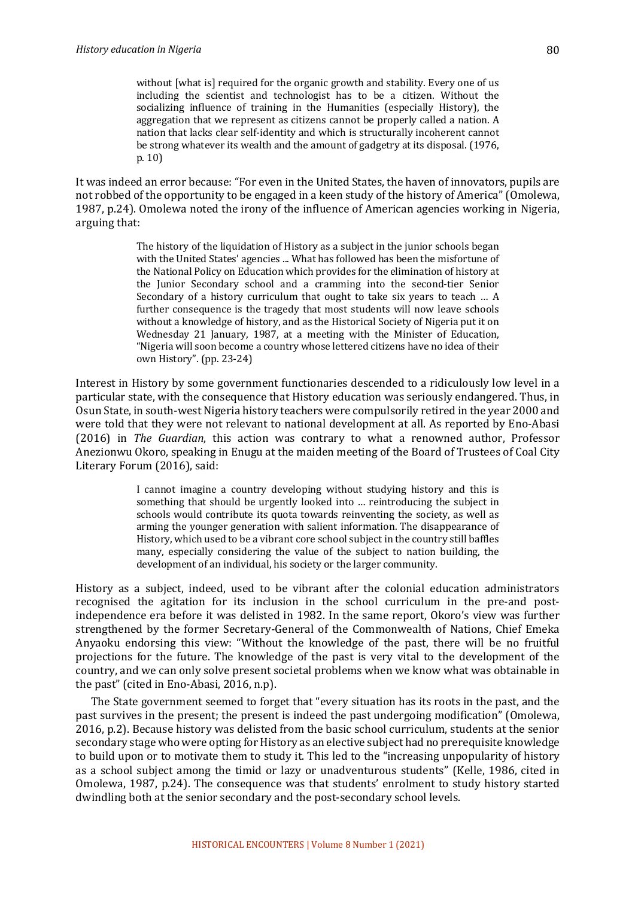> without [what is] required for the organic growth and stability. Every one of us including the scientist and technologist has to be a citizen. Without the socializing influence of training in the Humanities (especially History), the aggregation that we represent as citizens cannot be properly called a nation. A nation that lacks clear self-identity and which is structurally incoherent cannot be strong whatever its wealth and the amount of gadgetry at its disposal. (1976, p. 10)

It was indeed an error because: "For even in the United States, the haven of innovators, pupils are not robbed of the opportunity to be engaged in a keen study of the history of America" (Omolewa, 1987, p.24). Omolewa noted the irony of the influence of American agencies working in Nigeria, arguing that:

> The history of the liquidation of History as a subject in the junior schools began with the United States' agencies ... What has followed has been the misfortune of the National Policy on Education which provides for the elimination of history at the Junior Secondary school and a cramming into the second-tier Senior Secondary of a history curriculum that ought to take six years to teach … A further consequence is the tragedy that most students will now leave schools without a knowledge of history, and as the Historical Society of Nigeria put it on Wednesday 21 January, 1987, at a meeting with the Minister of Education, "Nigeria will soon become a country whose lettered citizens have no idea of their own History". (pp. 23-24)

Interest in History by some government functionaries descended to a ridiculously low level in a particular state, with the consequence that History education was seriously endangered. Thus, in Osun State, in south-west Nigeria history teachers were compulsorily retired in the year 2000 and were told that they were not relevant to national development at all. As reported by Eno-Abasi (2016) in *The Guardian*, this action was contrary to what a renowned author, Professor Anezionwu Okoro, speaking in Enugu at the maiden meeting of the Board of Trustees of Coal City Literary Forum (2016), said:

> I cannot imagine a country developing without studying history and this is something that should be urgently looked into … reintroducing the subject in schools would contribute its quota towards reinventing the society, as well as arming the younger generation with salient information. The disappearance of History, which used to be a vibrant core school subject in the country still baffles many, especially considering the value of the subject to nation building, the development of an individual, his society or the larger community.

History as a subject, indeed, used to be vibrant after the colonial education administrators recognised the agitation for its inclusion in the school curriculum in the pre-and post-independence era before it was delisted in 1982. In the same report, Okoro's view was further strengthened by the former Secretary-General of the Commonwealth of Nations, Chief Emeka Anyaoku endorsing this view: "Without the knowledge of the past, there will be no fruitful projections for the future. The knowledge of the past is very vital to the development of the country, and we can only solve present societal problems when we know what was obtainable in the past" (cited in Eno-Abasi, 2016, n.p).

The State government seemed to forget that "every situation has its roots in the past, and the past survives in the present; the present is indeed the past undergoing modification" (Omolewa, 2016, p.2). Because history was delisted from the basic school curriculum, students at the senior secondary stage who were opting for History as an elective subject had no prerequisite knowledge to build upon or to motivate them to study it. This led to the "increasing unpopularity of history as a school subject among the timid or lazy or unadventurous students" (Kelle, 1986, cited in Omolewa, 1987, p.24). The consequence was that students' enrolment to study history started dwindling both at the senior secondary and the post-secondary school levels.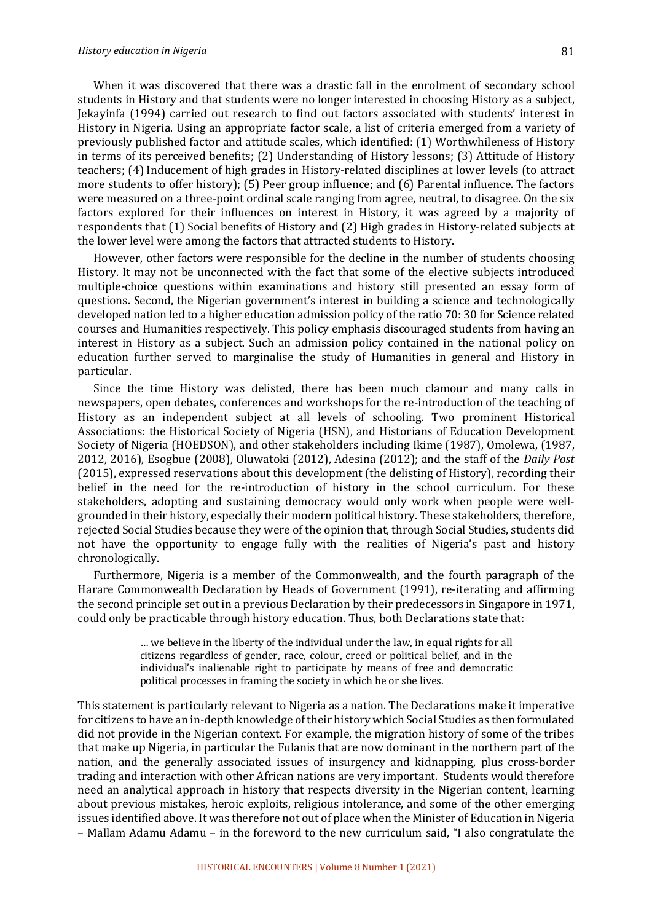When it was discovered that there was a drastic fall in the enrolment of secondary school students in History and that students were no longer interested in choosing History as a subject, Jekayinfa (1994) carried out research to find out factors associated with students' interest in History in Nigeria. Using an appropriate factor scale, a list of criteria emerged from a variety of previously published factor and attitude scales, which identified: (1) Worthwhileness of History in terms of its perceived benefits; (2) Understanding of History lessons; (3) Attitude of History teachers; (4) Inducement of high grades in History-related disciplines at lower levels (to attract more students to offer history); (5) Peer group influence; and (6) Parental influence. The factors were measured on a three-point ordinal scale ranging from agree, neutral, to disagree. On the six factors explored for their influences on interest in History, it was agreed by a majority of respondents that (1) Social benefits of History and (2) High grades in History-related subjects at the lower level were among the factors that attracted students to History.

However, other factors were responsible for the decline in the number of students choosing History. It may not be unconnected with the fact that some of the elective subjects introduced multiple-choice questions within examinations and history still presented an essay form of questions. Second, the Nigerian government's interest in building a science and technologically developed nation led to a higher education admission policy of the ratio 70: 30 for Science related courses and Humanities respectively. This policy emphasis discouraged students from having an interest in History as a subject. Such an admission policy contained in the national policy on education further served to marginalise the study of Humanities in general and History in particular.

Since the time History was delisted, there has been much clamour and many calls in newspapers, open debates, conferences and workshops for the re-introduction of the teaching of History as an independent subject at all levels of schooling. Two prominent Historical Associations: the Historical Society of Nigeria (HSN), and Historians of Education Development Society of Nigeria (HOEDSON), and other stakeholders including Ikime (1987), Omolewa, (1987, 2012, 2016), Esogbue (2008), Oluwatoki (2012), Adesina (2012); and the staff of the *Daily Post* (2015), expressed reservations about this development (the delisting of History), recording their belief in the need for the re-introduction of history in the school curriculum. For these stakeholders, adopting and sustaining democracy would only work when people were well-grounded in their history, especially their modern political history. These stakeholders, therefore, rejected Social Studies because they were of the opinion that, through Social Studies, students did not have the opportunity to engage fully with the realities of Nigeria's past and history chronologically.

Furthermore, Nigeria is a member of the Commonwealth, and the fourth paragraph of the Harare Commonwealth Declaration by Heads of Government (1991), re-iterating and affirming the second principle set out in a previous Declaration by their predecessors in Singapore in 1971, could only be practicable through history education. Thus, both Declarations state that:

> … we believe in the liberty of the individual under the law, in equal rights for all citizens regardless of gender, race, colour, creed or political belief, and in the individual's inalienable right to participate by means of free and democratic political processes in framing the society in which he or she lives.

This statement is particularly relevant to Nigeria as a nation. The Declarations make it imperative for citizens to have an in-depth knowledge of their history which Social Studies as then formulated did not provide in the Nigerian context. For example, the migration history of some of the tribes that make up Nigeria, in particular the Fulanis that are now dominant in the northern part of the nation, and the generally associated issues of insurgency and kidnapping, plus cross-border trading and interaction with other African nations are very important. Students would therefore need an analytical approach in history that respects diversity in the Nigerian content, learning about previous mistakes, heroic exploits, religious intolerance, and some of the other emerging issues identified above. It was therefore not out of place when the Minister of Education in Nigeria – Mallam Adamu Adamu – in the foreword to the new curriculum said, "I also congratulate the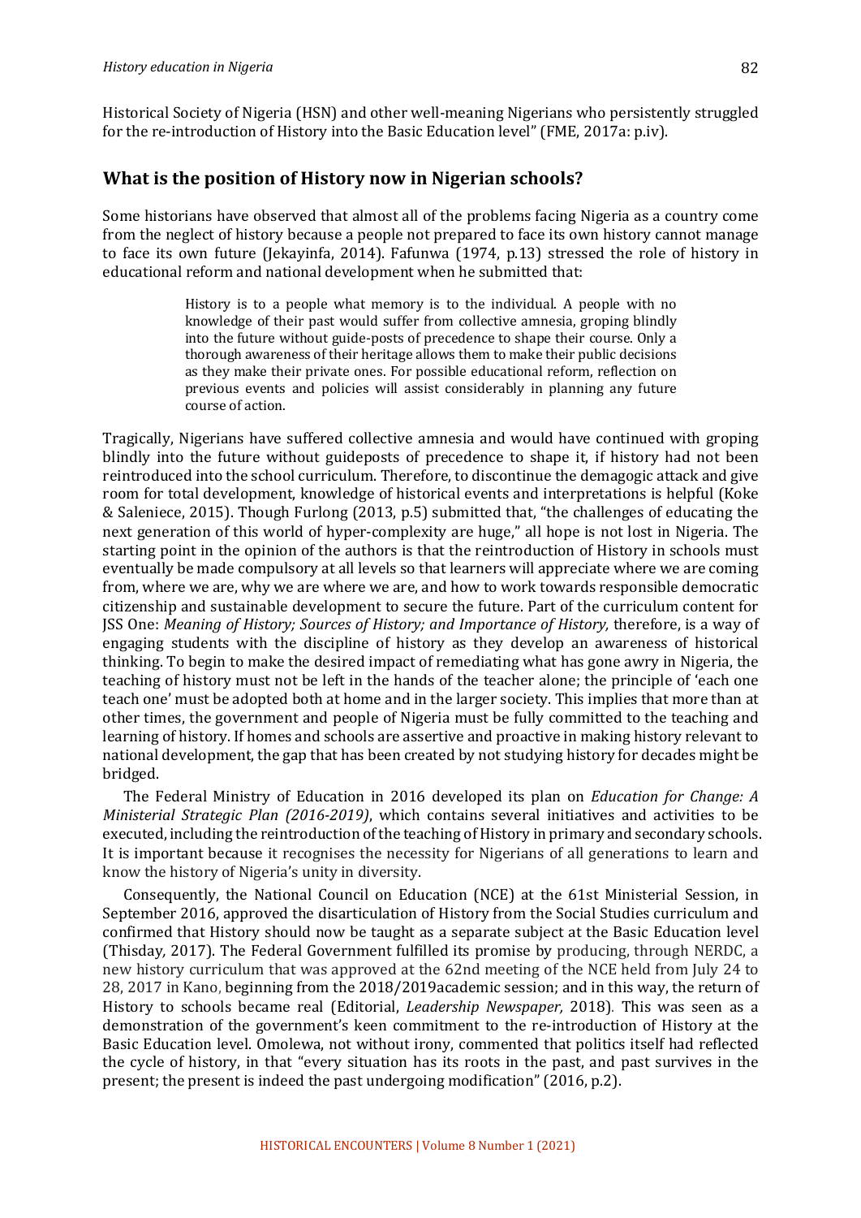Historical Society of Nigeria (HSN) and other well-meaning Nigerians who persistently struggled for the re-introduction of History into the Basic Education level" (FME, 2017a: p.iv).

## What is the position of History now in Nigerian schools?

Some historians have observed that almost all of the problems facing Nigeria as a country come from the neglect of history because a people not prepared to face its own history cannot manage to face its own future (Jekayinfa, 2014). Fafunwa (1974, p.13) stressed the role of history in educational reform and national development when he submitted that:

> History is to a people what memory is to the individual. A people with no knowledge of their past would suffer from collective amnesia, groping blindly into the future without guide-posts of precedence to shape their course. Only a thorough awareness of their heritage allows them to make their public decisions as they make their private ones. For possible educational reform, reflection on previous events and policies will assist considerably in planning any future course of action.

Tragically, Nigerians have suffered collective amnesia and would have continued with groping blindly into the future without guideposts of precedence to shape it, if history had not been reintroduced into the school curriculum. Therefore, to discontinue the demagogic attack and give room for total development, knowledge of historical events and interpretations is helpful (Koke & Saleniece, 2015). Though Furlong (2013, p.5) submitted that, "the challenges of educating the next generation of this world of hyper-complexity are huge," all hope is not lost in Nigeria. The starting point in the opinion of the authors is that the reintroduction of History in schools must eventually be made compulsory at all levels so that learners will appreciate where we are coming from, where we are, why we are where we are, and how to work towards responsible democratic citizenship and sustainable development to secure the future. Part of the curriculum content for JSS One: *Meaning of History; Sources of History; and Importance of History,* therefore, is a way of engaging students with the discipline of history as they develop an awareness of historical thinking. To begin to make the desired impact of remediating what has gone awry in Nigeria, the teaching of history must not be left in the hands of the teacher alone; the principle of 'each one teach one' must be adopted both at home and in the larger society. This implies that more than at other times, the government and people of Nigeria must be fully committed to the teaching and learning of history. If homes and schools are assertive and proactive in making history relevant to national development, the gap that has been created by not studying history for decades might be bridged.

The Federal Ministry of Education in 2016 developed its plan on *Education for Change: A Ministerial Strategic Plan (2016-2019)*, which contains several initiatives and activities to be executed, including the reintroduction of the teaching of History in primary and secondary schools. It is important because it recognises the necessity for Nigerians of all generations to learn and know the history of Nigeria's unity in diversity.

Consequently, the National Council on Education (NCE) at the 61st Ministerial Session, in September 2016, approved the disarticulation of History from the Social Studies curriculum and confirmed that History should now be taught as a separate subject at the Basic Education level (Thisday*,* 2017). The Federal Government fulfilled its promise by producing, through NERDC, a new history curriculum that was approved at the 62nd meeting of the NCE held from July 24 to 28, 2017 in Kano, beginning from the 2018/2019academic session; and in this way, the return of History to schools became real (Editorial, *Leadership Newspaper,* 2018)*.* This was seen as a demonstration of the government's keen commitment to the re-introduction of History at the Basic Education level. Omolewa, not without irony, commented that politics itself had reflected the cycle of history, in that "every situation has its roots in the past, and past survives in the present; the present is indeed the past undergoing modification" (2016, p.2).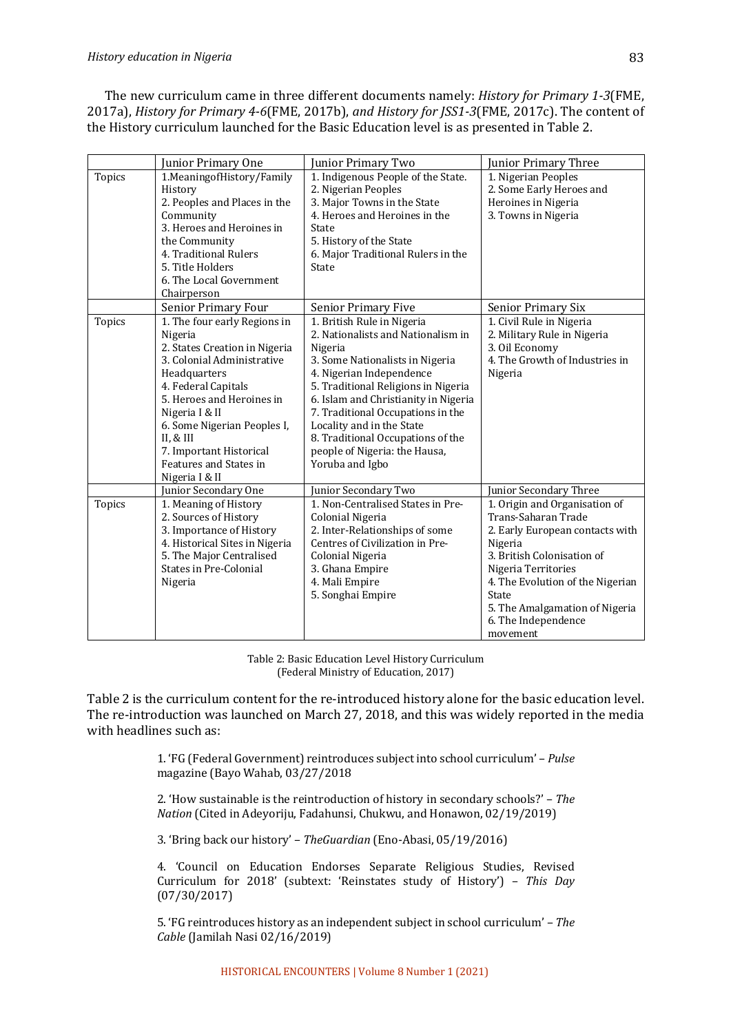The new curriculum came in three different documents namely: *History for Primary 1-3*(FME, 2017a), *History for Primary 4-6*(FME, 2017b), *and History for JSS1-3*(FME, 2017c). The content of the History curriculum launched for the Basic Education level is as presented in Table 2.

| | Junior Primary One | Junior Primary Two | Junior Primary Three |
|---|---|---|---|
| Topics | 1.MeaningofHistory/Family History<br>2. Peoples and Places in the Community<br>3. Heroes and Heroines in the Community<br>4. Traditional Rulers<br>5. Title Holders<br>6. The Local Government Chairperson | 1. Indigenous People of the State.<br>2. Nigerian Peoples<br>3. Major Towns in the State<br>4. Heroes and Heroines in the State<br>5. History of the State<br>6. Major Traditional Rulers in the State | 1. Nigerian Peoples<br>2. Some Early Heroes and Heroines in Nigeria<br>3. Towns in Nigeria |
| | Senior Primary Four | Senior Primary Five | Senior Primary Six |
| Topics | 1. The four early Regions in Nigeria<br>2. States Creation in Nigeria<br>3. Colonial Administrative Headquarters<br>4. Federal Capitals<br>5. Heroes and Heroines in Nigeria I & II<br>6. Some Nigerian Peoples I, II, & III<br>7. Important Historical Features and States in Nigeria I & II | 1. British Rule in Nigeria<br>2. Nationalists and Nationalism in Nigeria<br>3. Some Nationalists in Nigeria<br>4. Nigerian Independence<br>5. Traditional Religions in Nigeria<br>6. Islam and Christianity in Nigeria<br>7. Traditional Occupations in the Locality and in the State<br>8. Traditional Occupations of the people of Nigeria: the Hausa, Yoruba and Igbo | 1. Civil Rule in Nigeria<br>2. Military Rule in Nigeria<br>3. Oil Economy<br>4. The Growth of Industries in Nigeria |
| | Junior Secondary One | Junior Secondary Two | Junior Secondary Three |
| Topics | 1. Meaning of History<br>2. Sources of History<br>3. Importance of History<br>4. Historical Sites in Nigeria<br>5. The Major Centralised States in Pre-Colonial Nigeria | 1. Non-Centralised States in Pre-Colonial Nigeria<br>2. Inter-Relationships of some Centres of Civilization in Pre-Colonial Nigeria<br>3. Ghana Empire<br>4. Mali Empire<br>5. Songhai Empire | 1. Origin and Organisation of Trans-Saharan Trade<br>2. Early European contacts with Nigeria<br>3. British Colonisation of Nigeria Territories<br>4. The Evolution of the Nigerian State<br>5. The Amalgamation of Nigeria<br>6. The Independence movement |

Table 2: Basic Education Level History Curriculum
(Federal Ministry of Education, 2017)

Table 2 is the curriculum content for the re-introduced history alone for the basic education level. The re-introduction was launched on March 27, 2018, and this was widely reported in the media with headlines such as:

> 1. 'FG (Federal Government) reintroduces subject into school curriculum' – *Pulse* magazine (Bayo Wahab, 03/27/2018
>
> 2. 'How sustainable is the reintroduction of history in secondary schools?' – *The Nation* (Cited in Adeyoriju, Fadahunsi, Chukwu, and Honawon, 02/19/2019)
>
> 3. 'Bring back our history' – *TheGuardian* (Eno-Abasi, 05/19/2016)
>
> 4. 'Council on Education Endorses Separate Religious Studies, Revised Curriculum for 2018' (subtext: 'Reinstates study of History') – *This Day* (07/30/2017)
>
> 5. 'FG reintroduces history as an independent subject in school curriculum' – *The Cable* (Jamilah Nasi 02/16/2019)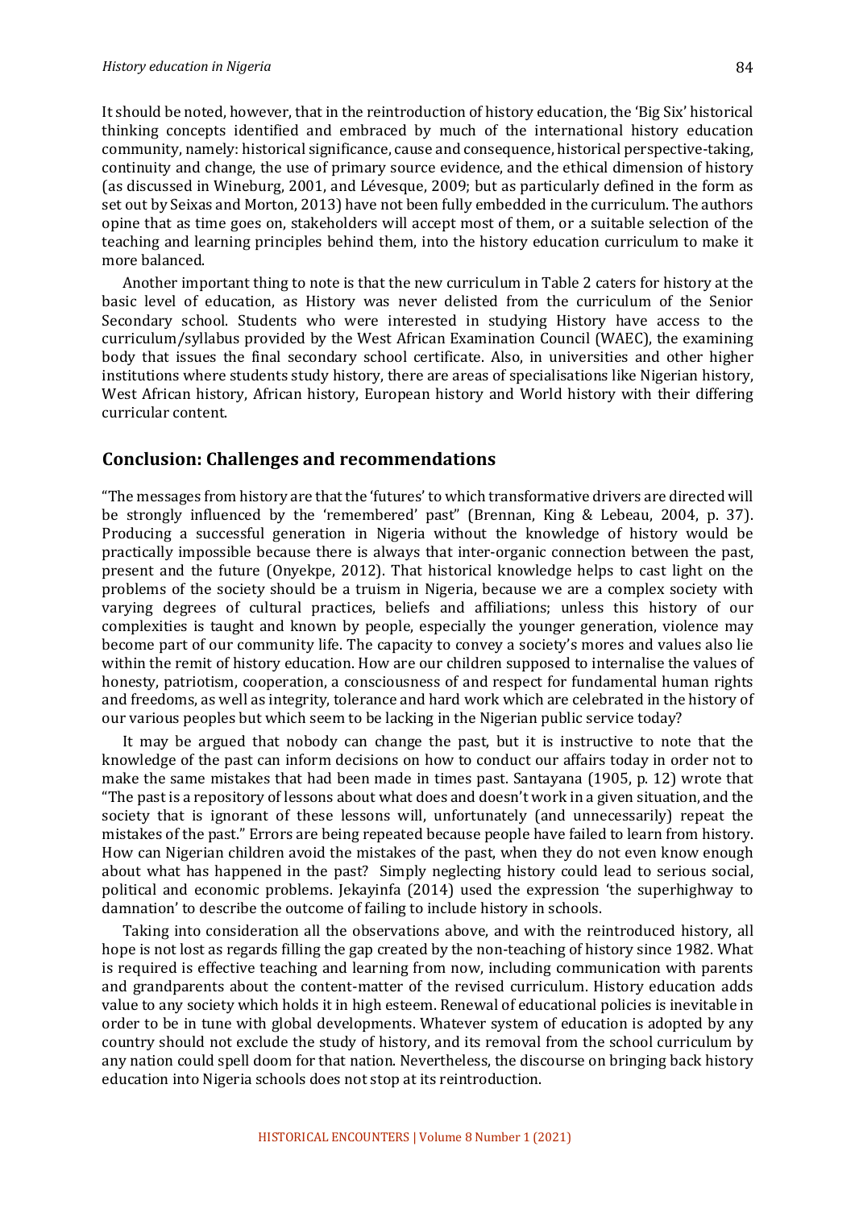It should be noted, however, that in the reintroduction of history education, the 'Big Six' historical thinking concepts identified and embraced by much of the international history education community, namely: historical significance, cause and consequence, historical perspective-taking, continuity and change, the use of primary source evidence, and the ethical dimension of history (as discussed in Wineburg, 2001, and Lévesque, 2009; but as particularly defined in the form as set out by Seixas and Morton, 2013) have not been fully embedded in the curriculum. The authors opine that as time goes on, stakeholders will accept most of them, or a suitable selection of the teaching and learning principles behind them, into the history education curriculum to make it more balanced.

Another important thing to note is that the new curriculum in Table 2 caters for history at the basic level of education, as History was never delisted from the curriculum of the Senior Secondary school. Students who were interested in studying History have access to the curriculum/syllabus provided by the West African Examination Council (WAEC), the examining body that issues the final secondary school certificate. Also, in universities and other higher institutions where students study history, there are areas of specialisations like Nigerian history, West African history, African history, European history and World history with their differing curricular content.

## Conclusion: Challenges and recommendations

"The messages from history are that the 'futures' to which transformative drivers are directed will be strongly influenced by the 'remembered' past" (Brennan, King & Lebeau, 2004, p. 37). Producing a successful generation in Nigeria without the knowledge of history would be practically impossible because there is always that inter-organic connection between the past, present and the future (Onyekpe, 2012). That historical knowledge helps to cast light on the problems of the society should be a truism in Nigeria, because we are a complex society with varying degrees of cultural practices, beliefs and affiliations; unless this history of our complexities is taught and known by people, especially the younger generation, violence may become part of our community life. The capacity to convey a society's mores and values also lie within the remit of history education. How are our children supposed to internalise the values of honesty, patriotism, cooperation, a consciousness of and respect for fundamental human rights and freedoms, as well as integrity, tolerance and hard work which are celebrated in the history of our various peoples but which seem to be lacking in the Nigerian public service today?

It may be argued that nobody can change the past, but it is instructive to note that the knowledge of the past can inform decisions on how to conduct our affairs today in order not to make the same mistakes that had been made in times past. Santayana (1905, p. 12) wrote that "The past is a repository of lessons about what does and doesn't work in a given situation, and the society that is ignorant of these lessons will, unfortunately (and unnecessarily) repeat the mistakes of the past." Errors are being repeated because people have failed to learn from history. How can Nigerian children avoid the mistakes of the past, when they do not even know enough about what has happened in the past? Simply neglecting history could lead to serious social, political and economic problems. Jekayinfa (2014) used the expression 'the superhighway to damnation' to describe the outcome of failing to include history in schools.

Taking into consideration all the observations above, and with the reintroduced history, all hope is not lost as regards filling the gap created by the non-teaching of history since 1982. What is required is effective teaching and learning from now, including communication with parents and grandparents about the content-matter of the revised curriculum. History education adds value to any society which holds it in high esteem. Renewal of educational policies is inevitable in order to be in tune with global developments. Whatever system of education is adopted by any country should not exclude the study of history, and its removal from the school curriculum by any nation could spell doom for that nation. Nevertheless, the discourse on bringing back history education into Nigeria schools does not stop at its reintroduction.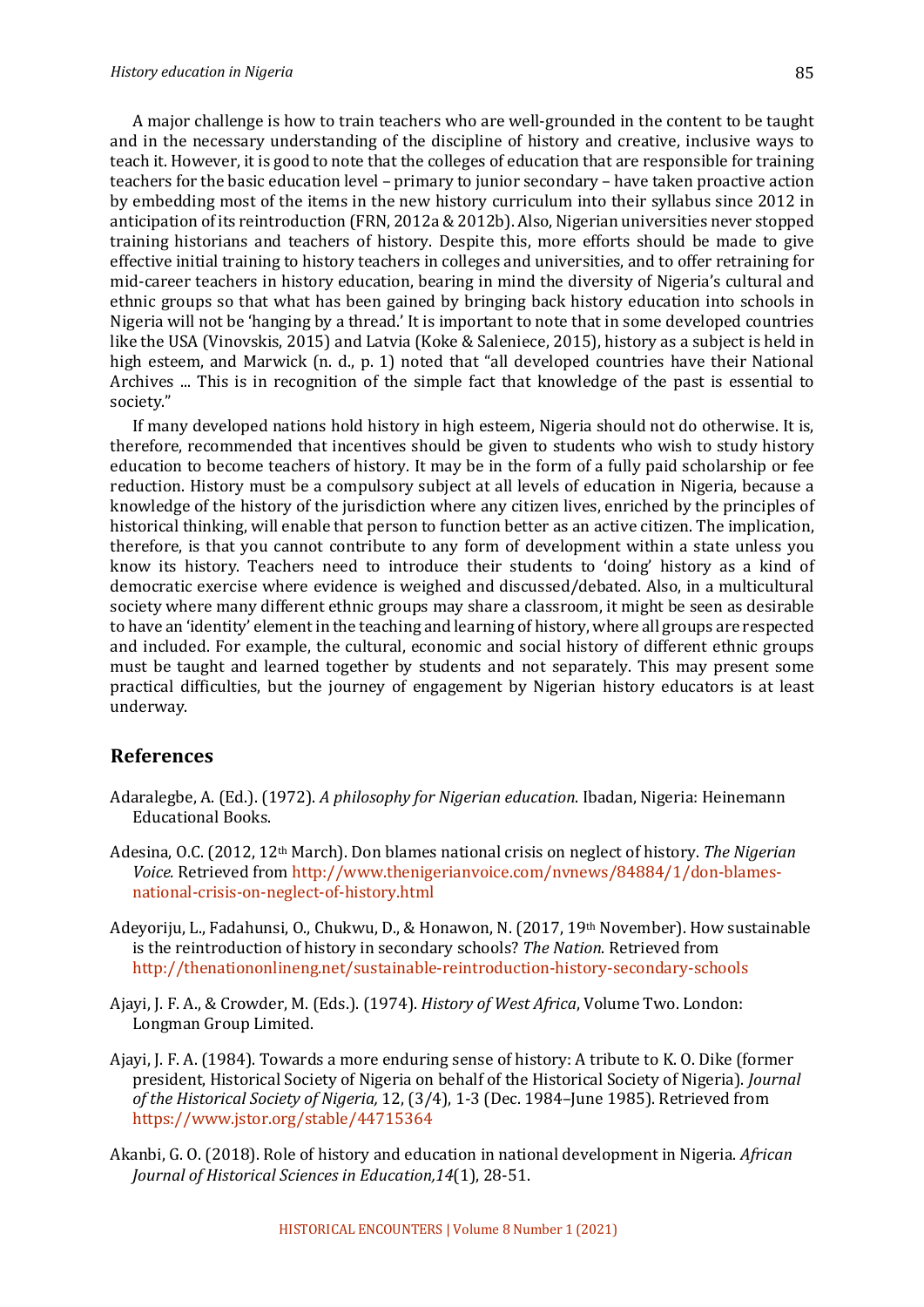A major challenge is how to train teachers who are well-grounded in the content to be taught and in the necessary understanding of the discipline of history and creative, inclusive ways to teach it. However, it is good to note that the colleges of education that are responsible for training teachers for the basic education level – primary to junior secondary – have taken proactive action by embedding most of the items in the new history curriculum into their syllabus since 2012 in anticipation of its reintroduction (FRN, 2012a & 2012b). Also, Nigerian universities never stopped training historians and teachers of history. Despite this, more efforts should be made to give effective initial training to history teachers in colleges and universities, and to offer retraining for mid-career teachers in history education, bearing in mind the diversity of Nigeria's cultural and ethnic groups so that what has been gained by bringing back history education into schools in Nigeria will not be 'hanging by a thread.' It is important to note that in some developed countries like the USA (Vinovskis, 2015) and Latvia (Koke & Saleniece, 2015), history as a subject is held in high esteem, and Marwick (n. d., p. 1) noted that "all developed countries have their National Archives ... This is in recognition of the simple fact that knowledge of the past is essential to society."

If many developed nations hold history in high esteem, Nigeria should not do otherwise. It is, therefore, recommended that incentives should be given to students who wish to study history education to become teachers of history. It may be in the form of a fully paid scholarship or fee reduction. History must be a compulsory subject at all levels of education in Nigeria, because a knowledge of the history of the jurisdiction where any citizen lives, enriched by the principles of historical thinking, will enable that person to function better as an active citizen. The implication, therefore, is that you cannot contribute to any form of development within a state unless you know its history. Teachers need to introduce their students to 'doing' history as a kind of democratic exercise where evidence is weighed and discussed/debated. Also, in a multicultural society where many different ethnic groups may share a classroom, it might be seen as desirable to have an 'identity' element in the teaching and learning of history, where all groups are respected and included. For example, the cultural, economic and social history of different ethnic groups must be taught and learned together by students and not separately. This may present some practical difficulties, but the journey of engagement by Nigerian history educators is at least underway.

## References

Adaralegbe, A. (Ed.). (1972). *A philosophy for Nigerian education*. Ibadan, Nigeria: Heinemann Educational Books.

Adesina, O.C. (2012, 12th March). Don blames national crisis on neglect of history. *The Nigerian Voice.* Retrieved from http://www.thenigerianvoice.com/nvnews/84884/1/don-blames-national-crisis-on-neglect-of-history.html

Adeyoriju, L., Fadahunsi, O., Chukwu, D., & Honawon, N. (2017, 19th November). How sustainable is the reintroduction of history in secondary schools? *The Nation*. Retrieved from http://thenationonlineng.net/sustainable-reintroduction-history-secondary-schools

Ajayi, J. F. A., & Crowder, M. (Eds.). (1974). *History of West Africa*, Volume Two. London: Longman Group Limited.

Ajayi, J. F. A. (1984). Towards a more enduring sense of history: A tribute to K. O. Dike (former president, Historical Society of Nigeria on behalf of the Historical Society of Nigeria). *Journal of the Historical Society of Nigeria,* 12, (3/4), 1-3 (Dec. 1984–June 1985). Retrieved from https://www.jstor.org/stable/44715364

Akanbi, G. O. (2018). Role of history and education in national development in Nigeria. *African Journal of Historical Sciences in Education,14*(1), 28-51.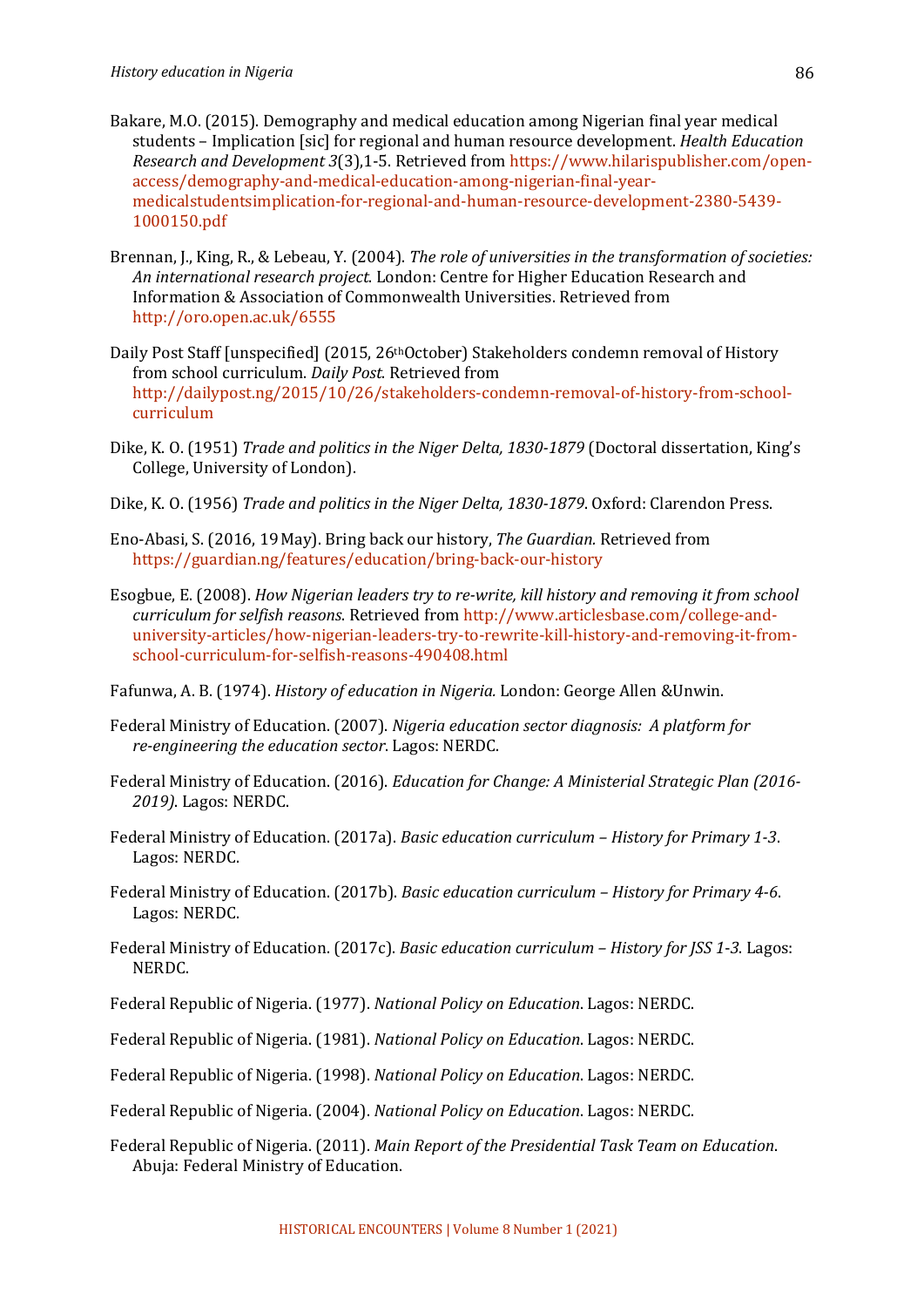Bakare, M.O. (2015). Demography and medical education among Nigerian final year medical students – Implication [sic] for regional and human resource development. *Health Education Research and Development 3*(3),1-5. Retrieved from https://www.hilarispublisher.com/open-access/demography-and-medical-education-among-nigerian-final-year-medicalstudentsimplication-for-regional-and-human-resource-development-2380-5439-1000150.pdf

Brennan, J., King, R., & Lebeau, Y. (2004). *The role of universities in the transformation of societies: An international research project*. London: Centre for Higher Education Research and Information & Association of Commonwealth Universities. Retrieved from http://oro.open.ac.uk/6555

Daily Post Staff [unspecified] (2015, 26th October) Stakeholders condemn removal of History from school curriculum. *Daily Post*. Retrieved from http://dailypost.ng/2015/10/26/stakeholders-condemn-removal-of-history-from-school-curriculum

Dike, K. O. (1951) *Trade and politics in the Niger Delta, 1830-1879* (Doctoral dissertation, King's College, University of London).

Dike, K. O. (1956) *Trade and politics in the Niger Delta, 1830-1879*. Oxford: Clarendon Press.

Eno-Abasi, S. (2016, 19 May). Bring back our history, *The Guardian.* Retrieved from https://guardian.ng/features/education/bring-back-our-history

Esogbue, E. (2008). *How Nigerian leaders try to re-write, kill history and removing it from school curriculum for selfish reasons*. Retrieved from http://www.articlesbase.com/college-and-university-articles/how-nigerian-leaders-try-to-rewrite-kill-history-and-removing-it-from-school-curriculum-for-selfish-reasons-490408.html

Fafunwa, A. B. (1974). *History of education in Nigeria.* London: George Allen &Unwin.

Federal Ministry of Education. (2007). *Nigeria education sector diagnosis: A platform for re-engineering the education sector*. Lagos: NERDC.

Federal Ministry of Education. (2016). *Education for Change: A Ministerial Strategic Plan (2016-2019)*. Lagos: NERDC.

Federal Ministry of Education. (2017a). *Basic education curriculum – History for Primary 1-3*. Lagos: NERDC.

Federal Ministry of Education. (2017b). *Basic education curriculum – History for Primary 4-6*. Lagos: NERDC.

Federal Ministry of Education. (2017c). *Basic education curriculum – History for JSS 1-3*. Lagos: NERDC.

Federal Republic of Nigeria. (1977). *National Policy on Education*. Lagos: NERDC.

Federal Republic of Nigeria. (1981). *National Policy on Education*. Lagos: NERDC.

Federal Republic of Nigeria. (1998). *National Policy on Education*. Lagos: NERDC.

Federal Republic of Nigeria. (2004). *National Policy on Education*. Lagos: NERDC.

Federal Republic of Nigeria. (2011). *Main Report of the Presidential Task Team on Education*. Abuja: Federal Ministry of Education.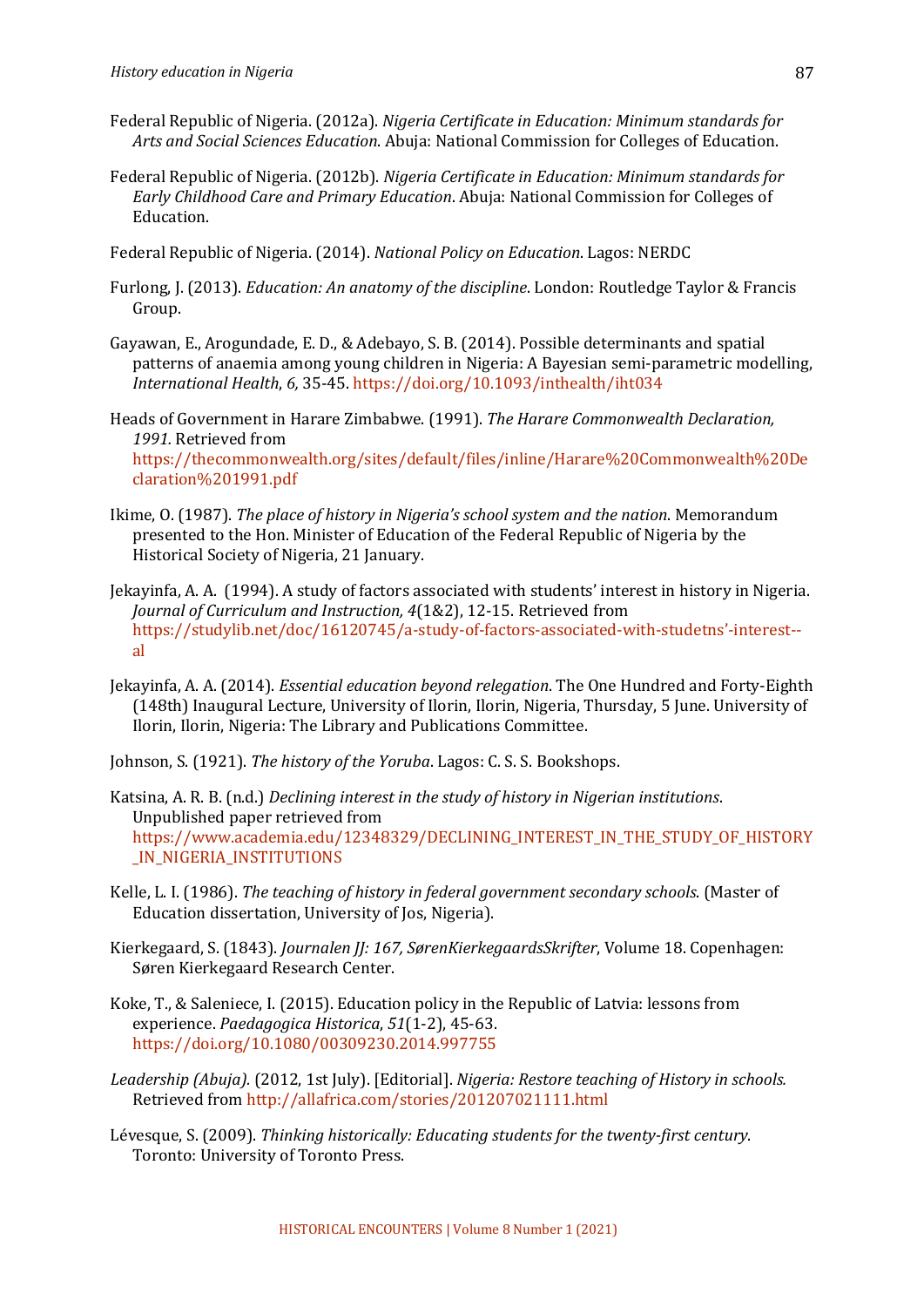Federal Republic of Nigeria. (2012a). *Nigeria Certificate in Education: Minimum standards for Arts and Social Sciences Education*. Abuja: National Commission for Colleges of Education.

Federal Republic of Nigeria. (2012b). *Nigeria Certificate in Education: Minimum standards for Early Childhood Care and Primary Education*. Abuja: National Commission for Colleges of Education.

Federal Republic of Nigeria. (2014). *National Policy on Education*. Lagos: NERDC

Furlong, J. (2013). *Education: An anatomy of the discipline*. London: Routledge Taylor & Francis Group.

Gayawan, E., Arogundade, E. D., & Adebayo, S. B. (2014). Possible determinants and spatial patterns of anaemia among young children in Nigeria: A Bayesian semi-parametric modelling, *International Health*, *6,* 35-45. https://doi.org/10.1093/inthealth/iht034

Heads of Government in Harare Zimbabwe. (1991). *The Harare Commonwealth Declaration, 1991.* Retrieved from https://thecommonwealth.org/sites/default/files/inline/Harare%20Commonwealth%20Declaration%201991.pdf

Ikime, O. (1987). *The place of history in Nigeria's school system and the nation*. Memorandum presented to the Hon. Minister of Education of the Federal Republic of Nigeria by the Historical Society of Nigeria, 21 January.

Jekayinfa, A. A. (1994). A study of factors associated with students' interest in history in Nigeria. *Journal of Curriculum and Instruction, 4*(1&2), 12-15. Retrieved from https://studylib.net/doc/16120745/a-study-of-factors-associated-with-studetns'-interest--al

Jekayinfa, A. A. (2014). *Essential education beyond relegation*. The One Hundred and Forty-Eighth (148th) Inaugural Lecture, University of Ilorin, Ilorin, Nigeria, Thursday, 5 June. University of Ilorin, Ilorin, Nigeria: The Library and Publications Committee.

Johnson, S. (1921). *The history of the Yoruba*. Lagos: C. S. S. Bookshops.

Katsina, A. R. B. (n.d.) *Declining interest in the study of history in Nigerian institutions*. Unpublished paper retrieved from https://www.academia.edu/12348329/DECLINING_INTEREST_IN_THE_STUDY_OF_HISTORY_IN_NIGERIA_INSTITUTIONS

Kelle, L. I. (1986). *The teaching of history in federal government secondary schools*. (Master of Education dissertation, University of Jos, Nigeria).

Kierkegaard, S. (1843). *Journalen JJ: 167, SørenKierkegaardsSkrifter*, Volume 18. Copenhagen: Søren Kierkegaard Research Center.

Koke, T., & Saleniece, I. (2015). Education policy in the Republic of Latvia: lessons from experience. *Paedagogica Historica*, *51*(1-2), 45-63. https://doi.org/10.1080/00309230.2014.997755

*Leadership (Abuja).* (2012, 1st July). [Editorial]. *Nigeria: Restore teaching of History in schools.* Retrieved from http://allafrica.com/stories/201207021111.html

Lévesque, S. (2009). *Thinking historically: Educating students for the twenty-first century*. Toronto: University of Toronto Press.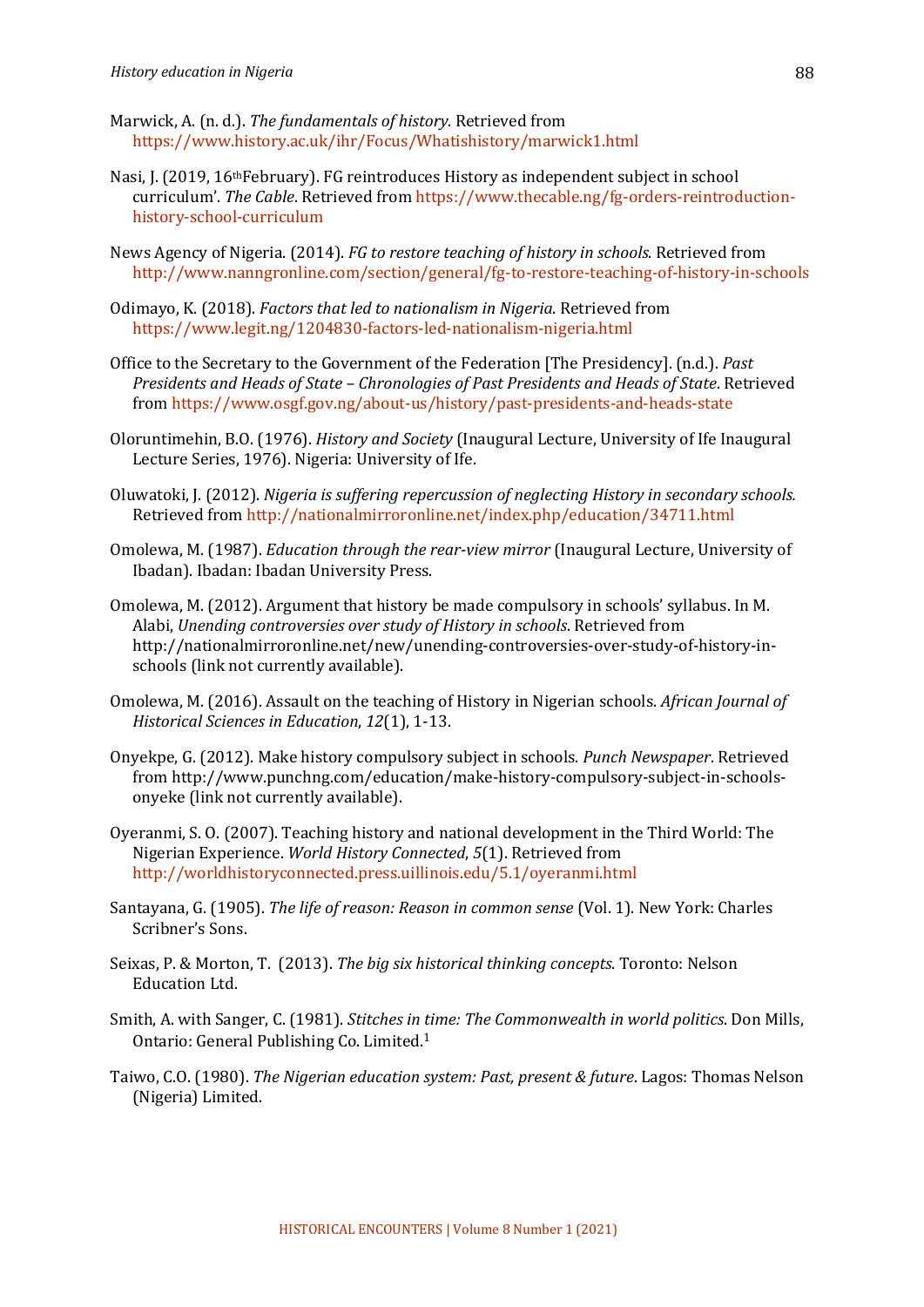Marwick, A. (n. d.). *The fundamentals of history*. Retrieved from https://www.history.ac.uk/ihr/Focus/Whatishistory/marwick1.html

Nasi, J. (2019, 16th February). FG reintroduces History as independent subject in school curriculum'. *The Cable*. Retrieved from https://www.thecable.ng/fg-orders-reintroduction-history-school-curriculum

News Agency of Nigeria. (2014). *FG to restore teaching of history in schools*. Retrieved from http://www.nanngronline.com/section/general/fg-to-restore-teaching-of-history-in-schools

Odimayo, K. (2018). *Factors that led to nationalism in Nigeria*. Retrieved from https://www.legit.ng/1204830-factors-led-nationalism-nigeria.html

Office to the Secretary to the Government of the Federation [The Presidency]. (n.d.). *Past Presidents and Heads of State – Chronologies of Past Presidents and Heads of State*. Retrieved from https://www.osgf.gov.ng/about-us/history/past-presidents-and-heads-state

Oloruntimehin, B.O. (1976). *History and Society* (Inaugural Lecture, University of Ife Inaugural Lecture Series, 1976). Nigeria: University of Ife.

Oluwatoki, J. (2012). *Nigeria is suffering repercussion of neglecting History in secondary schools.* Retrieved from http://nationalmirroronline.net/index.php/education/34711.html

Omolewa, M. (1987). *Education through the rear-view mirror* (Inaugural Lecture, University of Ibadan). Ibadan: Ibadan University Press.

Omolewa, M. (2012). Argument that history be made compulsory in schools' syllabus. In M. Alabi, *Unending controversies over study of History in schools*. Retrieved from http://nationalmirroronline.net/new/unending-controversies-over-study-of-history-in-schools (link not currently available).

Omolewa, M. (2016). Assault on the teaching of History in Nigerian schools. *African Journal of Historical Sciences in Education*, *12*(1), 1-13.

Onyekpe, G. (2012). Make history compulsory subject in schools. *Punch Newspaper*. Retrieved from http://www.punchng.com/education/make-history-compulsory-subject-in-schools-onyeke (link not currently available).

Oyeranmi, S. O. (2007). Teaching history and national development in the Third World: The Nigerian Experience. *World History Connected*, *5*(1). Retrieved from http://worldhistoryconnected.press.uillinois.edu/5.1/oyeranmi.html

Santayana, G. (1905). *The life of reason: Reason in common sense* (Vol. 1). New York: Charles Scribner's Sons.

Seixas, P. & Morton, T. (2013). *The big six historical thinking concepts*. Toronto: Nelson Education Ltd.

Smith, A. with Sanger, C. (1981). *Stitches in time: The Commonwealth in world politics*. Don Mills, Ontario: General Publishing Co. Limited.[1]

Taiwo, C.O. (1980). *The Nigerian education system: Past, present & future*. Lagos: Thomas Nelson (Nigeria) Limited.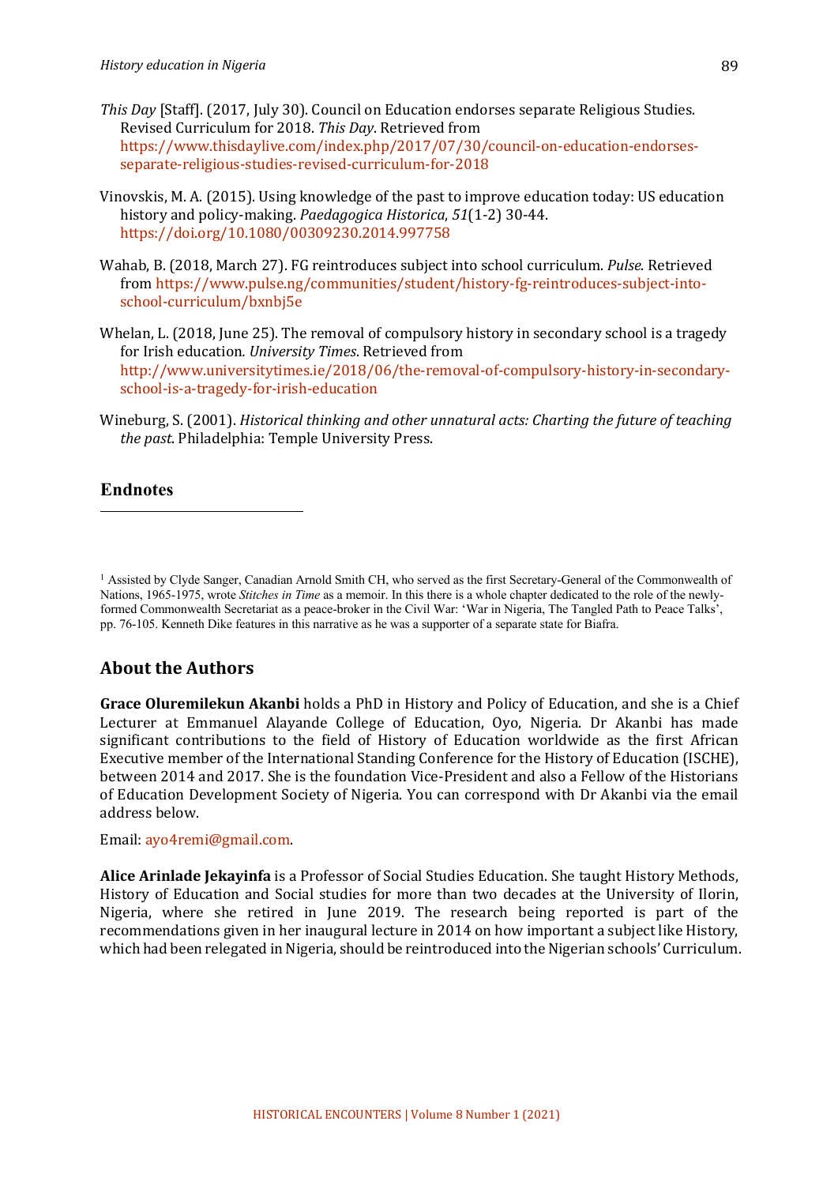*This Day* [Staff]. (2017, July 30). Council on Education endorses separate Religious Studies. Revised Curriculum for 2018. *This Day*. Retrieved from https://www.thisdaylive.com/index.php/2017/07/30/council-on-education-endorses-separate-religious-studies-revised-curriculum-for-2018

Vinovskis, M. A. (2015). Using knowledge of the past to improve education today: US education history and policy-making. *Paedagogica Historica*, *51*(1-2) 30-44. https://doi.org/10.1080/00309230.2014.997758

Wahab, B. (2018, March 27). FG reintroduces subject into school curriculum. *Pulse*. Retrieved from https://www.pulse.ng/communities/student/history-fg-reintroduces-subject-into-school-curriculum/bxnbj5e

Whelan, L. (2018, June 25). The removal of compulsory history in secondary school is a tragedy for Irish education. *University Times*. Retrieved from http://www.universitytimes.ie/2018/06/the-removal-of-compulsory-history-in-secondary-school-is-a-tragedy-for-irish-education

Wineburg, S. (2001). *Historical thinking and other unnatural acts: Charting the future of teaching the past*. Philadelphia: Temple University Press.

## Endnotes

[1] Assisted by Clyde Sanger, Canadian Arnold Smith CH, who served as the first Secretary-General of the Commonwealth of Nations, 1965-1975, wrote *Stitches in Time* as a memoir. In this there is a whole chapter dedicated to the role of the newly-formed Commonwealth Secretariat as a peace-broker in the Civil War: 'War in Nigeria, The Tangled Path to Peace Talks', pp. 76-105. Kenneth Dike features in this narrative as he was a supporter of a separate state for Biafra.

## About the Authors

**Grace Oluremilekun Akanbi** holds a PhD in History and Policy of Education, and she is a Chief Lecturer at Emmanuel Alayande College of Education, Oyo, Nigeria. Dr Akanbi has made significant contributions to the field of History of Education worldwide as the first African Executive member of the International Standing Conference for the History of Education (ISCHE), between 2014 and 2017. She is the foundation Vice-President and also a Fellow of the Historians of Education Development Society of Nigeria. You can correspond with Dr Akanbi via the email address below.

Email: ayo4remi@gmail.com.

**Alice Arinlade Jekayinfa** is a Professor of Social Studies Education. She taught History Methods, History of Education and Social studies for more than two decades at the University of Ilorin, Nigeria, where she retired in June 2019. The research being reported is part of the recommendations given in her inaugural lecture in 2014 on how important a subject like History, which had been relegated in Nigeria, should be reintroduced into the Nigerian schools' Curriculum.